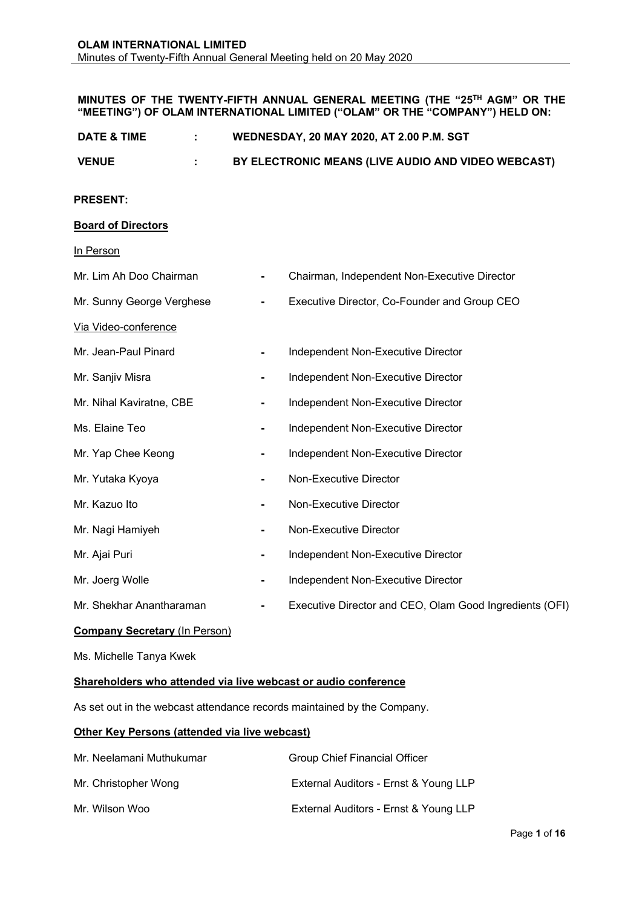**MINUTES OF THE TWENTY-FIFTH ANNUAL GENERAL MEETING (THE "25TH AGM" OR THE "MEETING") OF OLAM INTERNATIONAL LIMITED ("OLAM" OR THE "COMPANY") HELD ON:**

| | | |
|---|---|---|
| **DATE & TIME** | **:** | **WEDNESDAY, 20 MAY 2020, AT 2.00 P.M. SGT** |
| **VENUE** | **:** | **BY ELECTRONIC MEANS (LIVE AUDIO AND VIDEO WEBCAST)** |

**PRESENT:**

**Board of Directors**

In Person

| | | |
|---|---|---|
| Mr. Lim Ah Doo Chairman | - | Chairman, Independent Non-Executive Director |
| Mr. Sunny George Verghese | - | Executive Director, Co-Founder and Group CEO |

Via Video-conference

| | | |
|---|---|---|
| Mr. Jean-Paul Pinard | - | Independent Non-Executive Director |
| Mr. Sanjiv Misra | - | Independent Non-Executive Director |
| Mr. Nihal Kaviratne, CBE | - | Independent Non-Executive Director |
| Ms. Elaine Teo | - | Independent Non-Executive Director |
| Mr. Yap Chee Keong | - | Independent Non-Executive Director |
| Mr. Yutaka Kyoya | - | Non-Executive Director |
| Mr. Kazuo Ito | - | Non-Executive Director |
| Mr. Nagi Hamiyeh | - | Non-Executive Director |
| Mr. Ajai Puri | - | Independent Non-Executive Director |
| Mr. Joerg Wolle | - | Independent Non-Executive Director |
| Mr. Shekhar Anantharaman | - | Executive Director and CEO, Olam Good Ingredients (OFI) |

**Company Secretary** (In Person)

Ms. Michelle Tanya Kwek

**Shareholders who attended via live webcast or audio conference**

As set out in the webcast attendance records maintained by the Company.

**Other Key Persons (attended via live webcast)**

| | |
|---|---|
| Mr. Neelamani Muthukumar | Group Chief Financial Officer |
| Mr. Christopher Wong | External Auditors - Ernst & Young LLP |
| Mr. Wilson Woo | External Auditors - Ernst & Young LLP |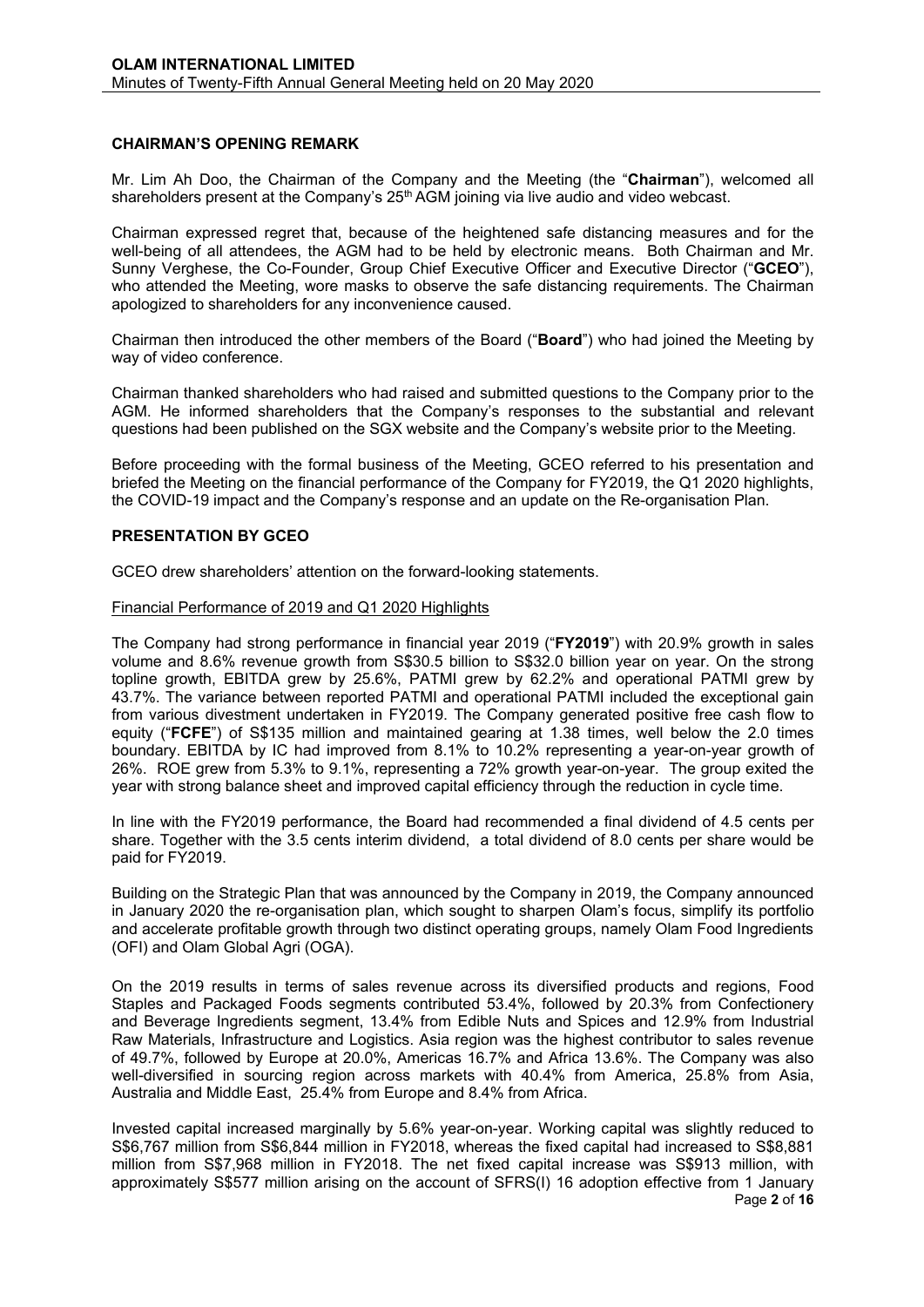**CHAIRMAN'S OPENING REMARK**

Mr. Lim Ah Doo, the Chairman of the Company and the Meeting (the "**Chairman**"), welcomed all shareholders present at the Company's 25th AGM joining via live audio and video webcast.

Chairman expressed regret that, because of the heightened safe distancing measures and for the well-being of all attendees, the AGM had to be held by electronic means. Both Chairman and Mr. Sunny Verghese, the Co-Founder, Group Chief Executive Officer and Executive Director ("**GCEO**"), who attended the Meeting, wore masks to observe the safe distancing requirements. The Chairman apologized to shareholders for any inconvenience caused.

Chairman then introduced the other members of the Board ("**Board**") who had joined the Meeting by way of video conference.

Chairman thanked shareholders who had raised and submitted questions to the Company prior to the AGM. He informed shareholders that the Company's responses to the substantial and relevant questions had been published on the SGX website and the Company's website prior to the Meeting.

Before proceeding with the formal business of the Meeting, GCEO referred to his presentation and briefed the Meeting on the financial performance of the Company for FY2019, the Q1 2020 highlights, the COVID-19 impact and the Company's response and an update on the Re-organisation Plan.

**PRESENTATION BY GCEO**

GCEO drew shareholders' attention on the forward-looking statements.

Financial Performance of 2019 and Q1 2020 Highlights

The Company had strong performance in financial year 2019 ("**FY2019**") with 20.9% growth in sales volume and 8.6% revenue growth from S$30.5 billion to S$32.0 billion year on year. On the strong topline growth, EBITDA grew by 25.6%, PATMI grew by 62.2% and operational PATMI grew by 43.7%. The variance between reported PATMI and operational PATMI included the exceptional gain from various divestment undertaken in FY2019. The Company generated positive free cash flow to equity ("**FCFE**") of S$135 million and maintained gearing at 1.38 times, well below the 2.0 times boundary. EBITDA by IC had improved from 8.1% to 10.2% representing a year-on-year growth of 26%. ROE grew from 5.3% to 9.1%, representing a 72% growth year-on-year. The group exited the year with strong balance sheet and improved capital efficiency through the reduction in cycle time.

In line with the FY2019 performance, the Board had recommended a final dividend of 4.5 cents per share. Together with the 3.5 cents interim dividend, a total dividend of 8.0 cents per share would be paid for FY2019.

Building on the Strategic Plan that was announced by the Company in 2019, the Company announced in January 2020 the re-organisation plan, which sought to sharpen Olam's focus, simplify its portfolio and accelerate profitable growth through two distinct operating groups, namely Olam Food Ingredients (OFI) and Olam Global Agri (OGA).

On the 2019 results in terms of sales revenue across its diversified products and regions, Food Staples and Packaged Foods segments contributed 53.4%, followed by 20.3% from Confectionery and Beverage Ingredients segment, 13.4% from Edible Nuts and Spices and 12.9% from Industrial Raw Materials, Infrastructure and Logistics. Asia region was the highest contributor to sales revenue of 49.7%, followed by Europe at 20.0%, Americas 16.7% and Africa 13.6%. The Company was also well-diversified in sourcing region across markets with 40.4% from America, 25.8% from Asia, Australia and Middle East, 25.4% from Europe and 8.4% from Africa.

Invested capital increased marginally by 5.6% year-on-year. Working capital was slightly reduced to S$6,767 million from S$6,844 million in FY2018, whereas the fixed capital had increased to S$8,881 million from S$7,968 million in FY2018. The net fixed capital increase was S$913 million, with approximately S$577 million arising on the account of SFRS(I) 16 adoption effective from 1 January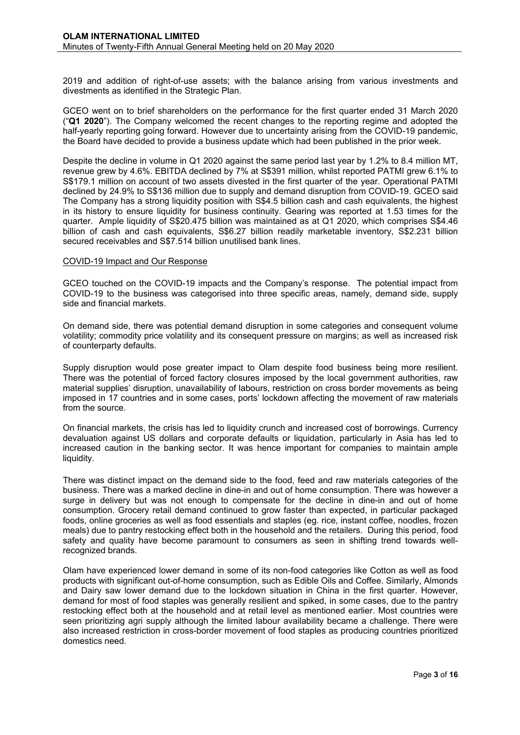2019 and addition of right-of-use assets; with the balance arising from various investments and divestments as identified in the Strategic Plan.

GCEO went on to brief shareholders on the performance for the first quarter ended 31 March 2020 ("**Q1 2020**"). The Company welcomed the recent changes to the reporting regime and adopted the half-yearly reporting going forward. However due to uncertainty arising from the COVID-19 pandemic, the Board have decided to provide a business update which had been published in the prior week.

Despite the decline in volume in Q1 2020 against the same period last year by 1.2% to 8.4 million MT, revenue grew by 4.6%. EBITDA declined by 7% at S$391 million, whilst reported PATMI grew 6.1% to S$179.1 million on account of two assets divested in the first quarter of the year. Operational PATMI declined by 24.9% to S$136 million due to supply and demand disruption from COVID-19. GCEO said The Company has a strong liquidity position with S$4.5 billion cash and cash equivalents, the highest in its history to ensure liquidity for business continuity. Gearing was reported at 1.53 times for the quarter. Ample liquidity of S$20.475 billion was maintained as at Q1 2020, which comprises S$4.46 billion of cash and cash equivalents, S$6.27 billion readily marketable inventory, S$2.231 billion secured receivables and S$7.514 billion unutilised bank lines.

<u>COVID-19 Impact and Our Response</u>

GCEO touched on the COVID-19 impacts and the Company's response. The potential impact from COVID-19 to the business was categorised into three specific areas, namely, demand side, supply side and financial markets.

On demand side, there was potential demand disruption in some categories and consequent volume volatility; commodity price volatility and its consequent pressure on margins; as well as increased risk of counterparty defaults.

Supply disruption would pose greater impact to Olam despite food business being more resilient. There was the potential of forced factory closures imposed by the local government authorities, raw material supplies' disruption, unavailability of labours, restriction on cross border movements as being imposed in 17 countries and in some cases, ports' lockdown affecting the movement of raw materials from the source.

On financial markets, the crisis has led to liquidity crunch and increased cost of borrowings. Currency devaluation against US dollars and corporate defaults or liquidation, particularly in Asia has led to increased caution in the banking sector. It was hence important for companies to maintain ample liquidity.

There was distinct impact on the demand side to the food, feed and raw materials categories of the business. There was a marked decline in dine-in and out of home consumption. There was however a surge in delivery but was not enough to compensate for the decline in dine-in and out of home consumption. Grocery retail demand continued to grow faster than expected, in particular packaged foods, online groceries as well as food essentials and staples (eg. rice, instant coffee, noodles, frozen meals) due to pantry restocking effect both in the household and the retailers. During this period, food safety and quality have become paramount to consumers as seen in shifting trend towards well-recognized brands.

Olam have experienced lower demand in some of its non-food categories like Cotton as well as food products with significant out-of-home consumption, such as Edible Oils and Coffee. Similarly, Almonds and Dairy saw lower demand due to the lockdown situation in China in the first quarter. However, demand for most of food staples was generally resilient and spiked, in some cases, due to the pantry restocking effect both at the household and at retail level as mentioned earlier. Most countries were seen prioritizing agri supply although the limited labour availability became a challenge. There were also increased restriction in cross-border movement of food staples as producing countries prioritized domestics need.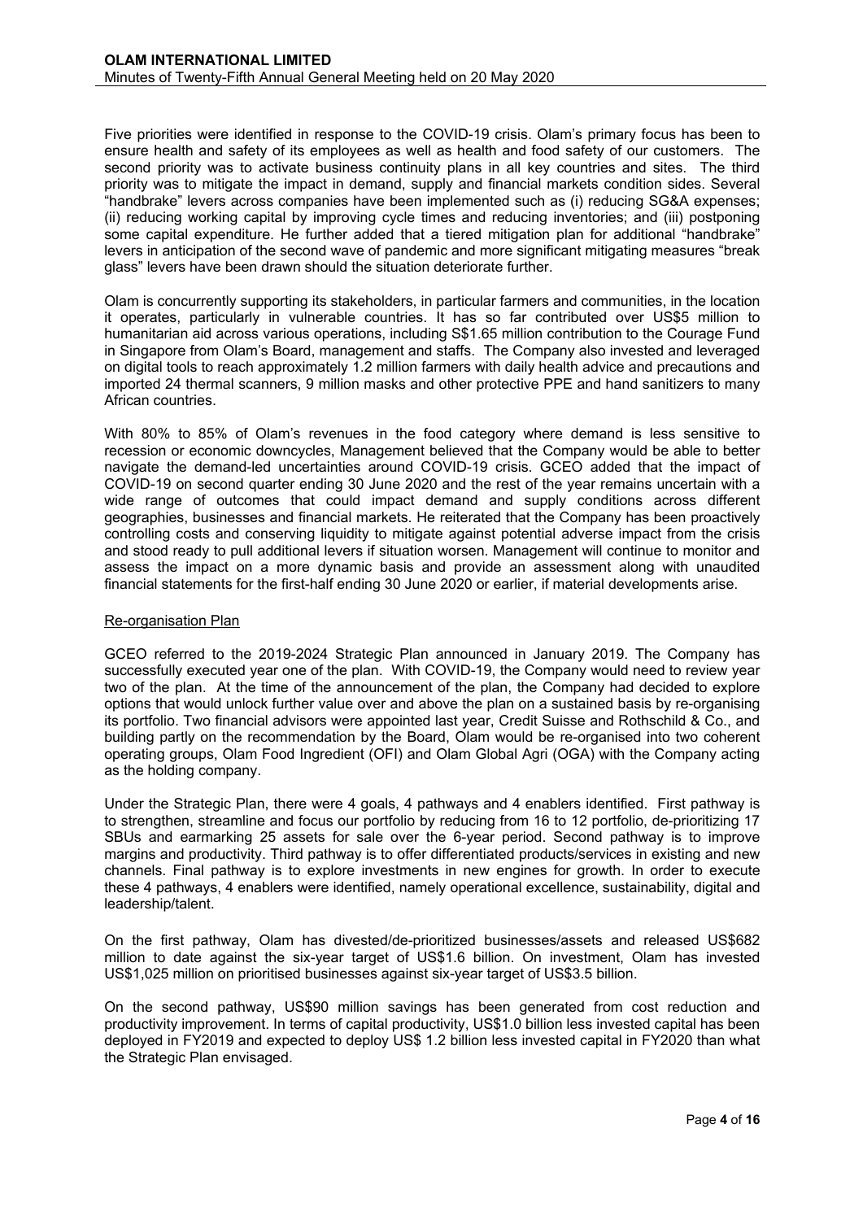Five priorities were identified in response to the COVID-19 crisis. Olam's primary focus has been to ensure health and safety of its employees as well as health and food safety of our customers. The second priority was to activate business continuity plans in all key countries and sites. The third priority was to mitigate the impact in demand, supply and financial markets condition sides. Several "handbrake" levers across companies have been implemented such as (i) reducing SG&A expenses; (ii) reducing working capital by improving cycle times and reducing inventories; and (iii) postponing some capital expenditure. He further added that a tiered mitigation plan for additional "handbrake" levers in anticipation of the second wave of pandemic and more significant mitigating measures "break glass" levers have been drawn should the situation deteriorate further.

Olam is concurrently supporting its stakeholders, in particular farmers and communities, in the location it operates, particularly in vulnerable countries. It has so far contributed over US$5 million to humanitarian aid across various operations, including S$1.65 million contribution to the Courage Fund in Singapore from Olam's Board, management and staffs. The Company also invested and leveraged on digital tools to reach approximately 1.2 million farmers with daily health advice and precautions and imported 24 thermal scanners, 9 million masks and other protective PPE and hand sanitizers to many African countries.

With 80% to 85% of Olam's revenues in the food category where demand is less sensitive to recession or economic downcycles, Management believed that the Company would be able to better navigate the demand-led uncertainties around COVID-19 crisis. GCEO added that the impact of COVID-19 on second quarter ending 30 June 2020 and the rest of the year remains uncertain with a wide range of outcomes that could impact demand and supply conditions across different geographies, businesses and financial markets. He reiterated that the Company has been proactively controlling costs and conserving liquidity to mitigate against potential adverse impact from the crisis and stood ready to pull additional levers if situation worsen. Management will continue to monitor and assess the impact on a more dynamic basis and provide an assessment along with unaudited financial statements for the first-half ending 30 June 2020 or earlier, if material developments arise.

Re-organisation Plan

GCEO referred to the 2019-2024 Strategic Plan announced in January 2019. The Company has successfully executed year one of the plan. With COVID-19, the Company would need to review year two of the plan. At the time of the announcement of the plan, the Company had decided to explore options that would unlock further value over and above the plan on a sustained basis by re-organising its portfolio. Two financial advisors were appointed last year, Credit Suisse and Rothschild & Co., and building partly on the recommendation by the Board, Olam would be re-organised into two coherent operating groups, Olam Food Ingredient (OFI) and Olam Global Agri (OGA) with the Company acting as the holding company.

Under the Strategic Plan, there were 4 goals, 4 pathways and 4 enablers identified. First pathway is to strengthen, streamline and focus our portfolio by reducing from 16 to 12 portfolio, de-prioritizing 17 SBUs and earmarking 25 assets for sale over the 6-year period. Second pathway is to improve margins and productivity. Third pathway is to offer differentiated products/services in existing and new channels. Final pathway is to explore investments in new engines for growth. In order to execute these 4 pathways, 4 enablers were identified, namely operational excellence, sustainability, digital and leadership/talent.

On the first pathway, Olam has divested/de-prioritized businesses/assets and released US$682 million to date against the six-year target of US$1.6 billion. On investment, Olam has invested US$1,025 million on prioritised businesses against six-year target of US$3.5 billion.

On the second pathway, US$90 million savings has been generated from cost reduction and productivity improvement. In terms of capital productivity, US$1.0 billion less invested capital has been deployed in FY2019 and expected to deploy US$ 1.2 billion less invested capital in FY2020 than what the Strategic Plan envisaged.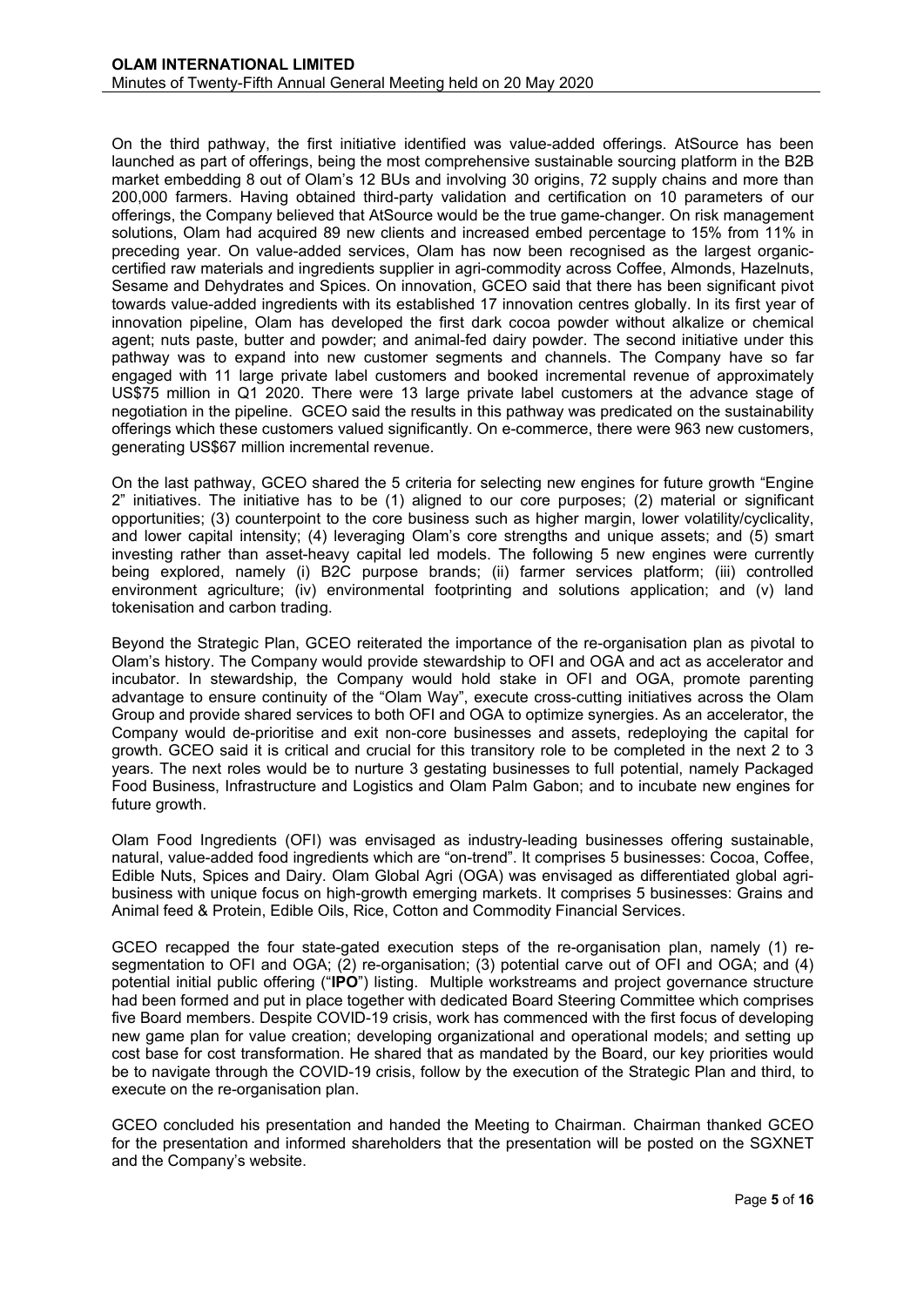On the third pathway, the first initiative identified was value-added offerings. AtSource has been launched as part of offerings, being the most comprehensive sustainable sourcing platform in the B2B market embedding 8 out of Olam's 12 BUs and involving 30 origins, 72 supply chains and more than 200,000 farmers. Having obtained third-party validation and certification on 10 parameters of our offerings, the Company believed that AtSource would be the true game-changer. On risk management solutions, Olam had acquired 89 new clients and increased embed percentage to 15% from 11% in preceding year. On value-added services, Olam has now been recognised as the largest organic-certified raw materials and ingredients supplier in agri-commodity across Coffee, Almonds, Hazelnuts, Sesame and Dehydrates and Spices. On innovation, GCEO said that there has been significant pivot towards value-added ingredients with its established 17 innovation centres globally. In its first year of innovation pipeline, Olam has developed the first dark cocoa powder without alkalize or chemical agent; nuts paste, butter and powder; and animal-fed dairy powder. The second initiative under this pathway was to expand into new customer segments and channels. The Company have so far engaged with 11 large private label customers and booked incremental revenue of approximately US$75 million in Q1 2020. There were 13 large private label customers at the advance stage of negotiation in the pipeline. GCEO said the results in this pathway was predicated on the sustainability offerings which these customers valued significantly. On e-commerce, there were 963 new customers, generating US$67 million incremental revenue.

On the last pathway, GCEO shared the 5 criteria for selecting new engines for future growth "Engine 2" initiatives. The initiative has to be (1) aligned to our core purposes; (2) material or significant opportunities; (3) counterpoint to the core business such as higher margin, lower volatility/cyclicality, and lower capital intensity; (4) leveraging Olam's core strengths and unique assets; and (5) smart investing rather than asset-heavy capital led models. The following 5 new engines were currently being explored, namely (i) B2C purpose brands; (ii) farmer services platform; (iii) controlled environment agriculture; (iv) environmental footprinting and solutions application; and (v) land tokenisation and carbon trading.

Beyond the Strategic Plan, GCEO reiterated the importance of the re-organisation plan as pivotal to Olam's history. The Company would provide stewardship to OFI and OGA and act as accelerator and incubator. In stewardship, the Company would hold stake in OFI and OGA, promote parenting advantage to ensure continuity of the "Olam Way", execute cross-cutting initiatives across the Olam Group and provide shared services to both OFI and OGA to optimize synergies. As an accelerator, the Company would de-prioritise and exit non-core businesses and assets, redeploying the capital for growth. GCEO said it is critical and crucial for this transitory role to be completed in the next 2 to 3 years. The next roles would be to nurture 3 gestating businesses to full potential, namely Packaged Food Business, Infrastructure and Logistics and Olam Palm Gabon; and to incubate new engines for future growth.

Olam Food Ingredients (OFI) was envisaged as industry-leading businesses offering sustainable, natural, value-added food ingredients which are "on-trend". It comprises 5 businesses: Cocoa, Coffee, Edible Nuts, Spices and Dairy. Olam Global Agri (OGA) was envisaged as differentiated global agri-business with unique focus on high-growth emerging markets. It comprises 5 businesses: Grains and Animal feed & Protein, Edible Oils, Rice, Cotton and Commodity Financial Services.

GCEO recapped the four state-gated execution steps of the re-organisation plan, namely (1) re-segmentation to OFI and OGA; (2) re-organisation; (3) potential carve out of OFI and OGA; and (4) potential initial public offering ("**IPO**") listing. Multiple workstreams and project governance structure had been formed and put in place together with dedicated Board Steering Committee which comprises five Board members. Despite COVID-19 crisis, work has commenced with the first focus of developing new game plan for value creation; developing organizational and operational models; and setting up cost base for cost transformation. He shared that as mandated by the Board, our key priorities would be to navigate through the COVID-19 crisis, follow by the execution of the Strategic Plan and third, to execute on the re-organisation plan.

GCEO concluded his presentation and handed the Meeting to Chairman. Chairman thanked GCEO for the presentation and informed shareholders that the presentation will be posted on the SGXNET and the Company's website.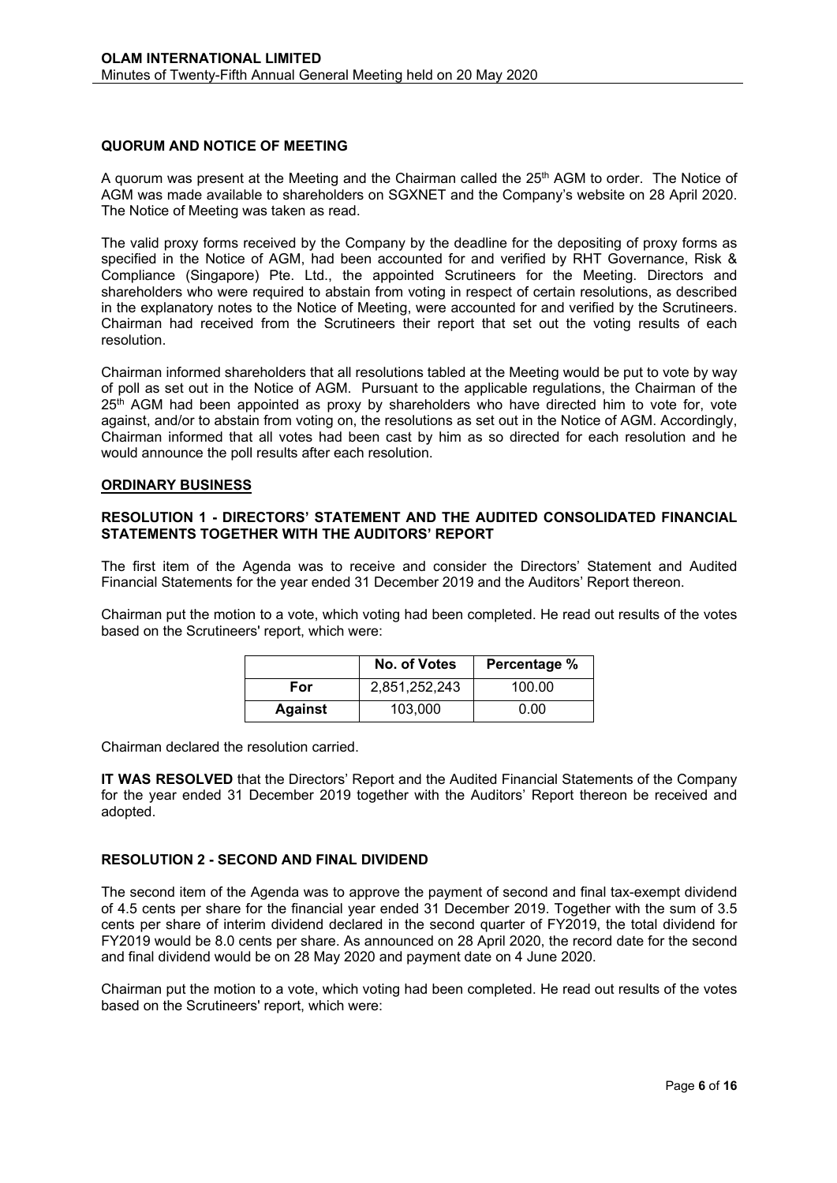## QUORUM AND NOTICE OF MEETING

A quorum was present at the Meeting and the Chairman called the 25th AGM to order. The Notice of AGM was made available to shareholders on SGXNET and the Company's website on 28 April 2020. The Notice of Meeting was taken as read.

The valid proxy forms received by the Company by the deadline for the depositing of proxy forms as specified in the Notice of AGM, had been accounted for and verified by RHT Governance, Risk & Compliance (Singapore) Pte. Ltd., the appointed Scrutineers for the Meeting. Directors and shareholders who were required to abstain from voting in respect of certain resolutions, as described in the explanatory notes to the Notice of Meeting, were accounted for and verified by the Scrutineers. Chairman had received from the Scrutineers their report that set out the voting results of each resolution.

Chairman informed shareholders that all resolutions tabled at the Meeting would be put to vote by way of poll as set out in the Notice of AGM. Pursuant to the applicable regulations, the Chairman of the 25th AGM had been appointed as proxy by shareholders who have directed him to vote for, vote against, and/or to abstain from voting on, the resolutions as set out in the Notice of AGM. Accordingly, Chairman informed that all votes had been cast by him as so directed for each resolution and he would announce the poll results after each resolution.

## ORDINARY BUSINESS

### RESOLUTION 1 - DIRECTORS' STATEMENT AND THE AUDITED CONSOLIDATED FINANCIAL STATEMENTS TOGETHER WITH THE AUDITORS' REPORT

The first item of the Agenda was to receive and consider the Directors' Statement and Audited Financial Statements for the year ended 31 December 2019 and the Auditors' Report thereon.

Chairman put the motion to a vote, which voting had been completed. He read out results of the votes based on the Scrutineers' report, which were:

| | No. of Votes | Percentage % |
|---|---|---|
| **For** | 2,851,252,243 | 100.00 |
| **Against** | 103,000 | 0.00 |

Chairman declared the resolution carried.

**IT WAS RESOLVED** that the Directors' Report and the Audited Financial Statements of the Company for the year ended 31 December 2019 together with the Auditors' Report thereon be received and adopted.

### RESOLUTION 2 - SECOND AND FINAL DIVIDEND

The second item of the Agenda was to approve the payment of second and final tax-exempt dividend of 4.5 cents per share for the financial year ended 31 December 2019. Together with the sum of 3.5 cents per share of interim dividend declared in the second quarter of FY2019, the total dividend for FY2019 would be 8.0 cents per share. As announced on 28 April 2020, the record date for the second and final dividend would be on 28 May 2020 and payment date on 4 June 2020.

Chairman put the motion to a vote, which voting had been completed. He read out results of the votes based on the Scrutineers' report, which were: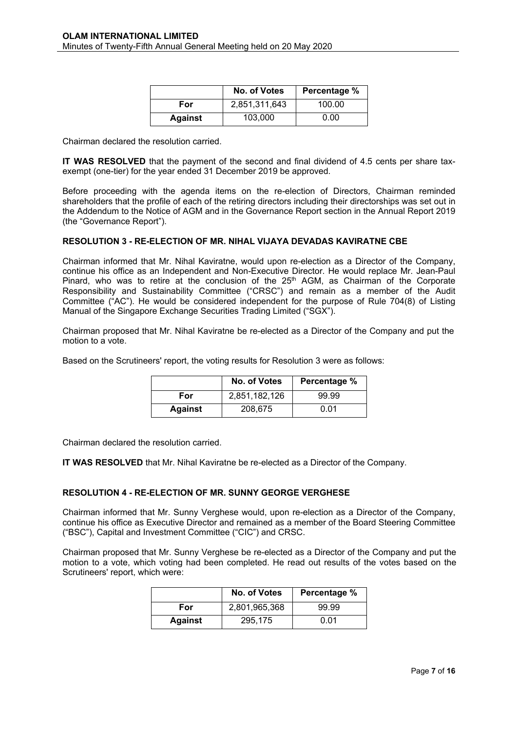| | No. of Votes | Percentage % |
|---|---|---|
| For | 2,851,311,643 | 100.00 |
| Against | 103,000 | 0.00 |

Chairman declared the resolution carried.

**IT WAS RESOLVED** that the payment of the second and final dividend of 4.5 cents per share tax-exempt (one-tier) for the year ended 31 December 2019 be approved.

Before proceeding with the agenda items on the re-election of Directors, Chairman reminded shareholders that the profile of each of the retiring directors including their directorships was set out in the Addendum to the Notice of AGM and in the Governance Report section in the Annual Report 2019 (the "Governance Report").

**RESOLUTION 3 - RE-ELECTION OF MR. NIHAL VIJAYA DEVADAS KAVIRATNE CBE**

Chairman informed that Mr. Nihal Kaviratne, would upon re-election as a Director of the Company, continue his office as an Independent and Non-Executive Director. He would replace Mr. Jean-Paul Pinard, who was to retire at the conclusion of the 25th AGM, as Chairman of the Corporate Responsibility and Sustainability Committee ("CRSC") and remain as a member of the Audit Committee ("AC"). He would be considered independent for the purpose of Rule 704(8) of Listing Manual of the Singapore Exchange Securities Trading Limited ("SGX").

Chairman proposed that Mr. Nihal Kaviratne be re-elected as a Director of the Company and put the motion to a vote.

Based on the Scrutineers' report, the voting results for Resolution 3 were as follows:

| | No. of Votes | Percentage % |
|---|---|---|
| For | 2,851,182,126 | 99.99 |
| Against | 208,675 | 0.01 |

Chairman declared the resolution carried.

**IT WAS RESOLVED** that Mr. Nihal Kaviratne be re-elected as a Director of the Company.

**RESOLUTION 4 - RE-ELECTION OF MR. SUNNY GEORGE VERGHESE**

Chairman informed that Mr. Sunny Verghese would, upon re-election as a Director of the Company, continue his office as Executive Director and remained as a member of the Board Steering Committee ("BSC"), Capital and Investment Committee ("CIC") and CRSC.

Chairman proposed that Mr. Sunny Verghese be re-elected as a Director of the Company and put the motion to a vote, which voting had been completed. He read out results of the votes based on the Scrutineers' report, which were:

| | No. of Votes | Percentage % |
|---|---|---|
| For | 2,801,965,368 | 99.99 |
| Against | 295,175 | 0.01 |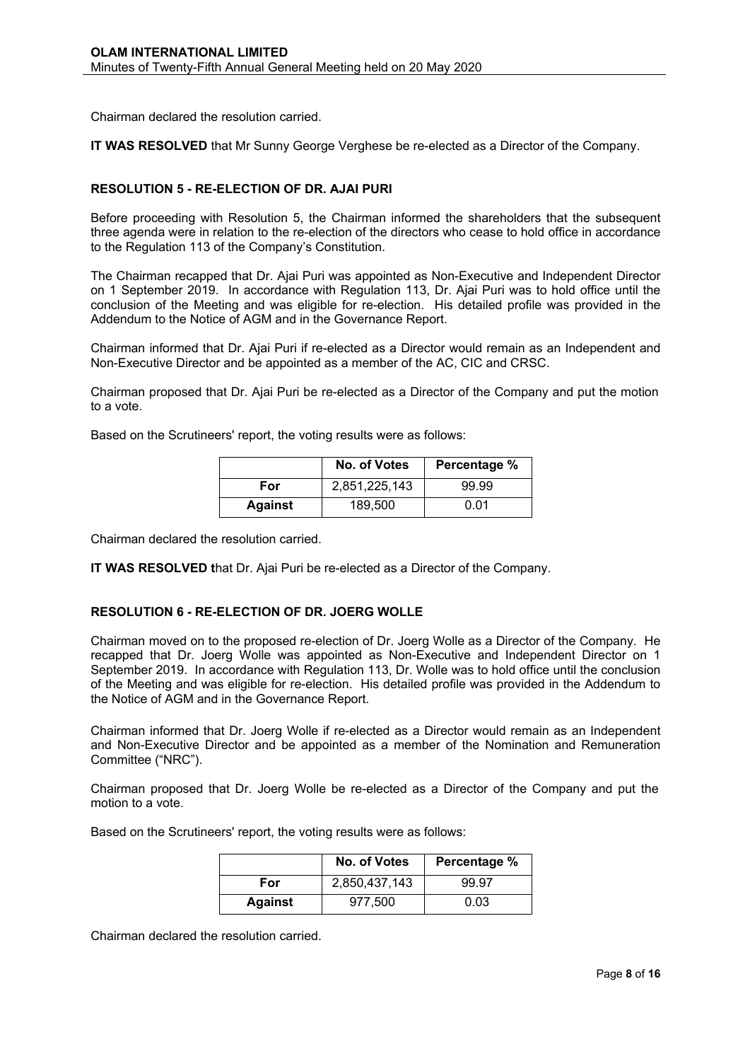Chairman declared the resolution carried.

**IT WAS RESOLVED** that Mr Sunny George Verghese be re-elected as a Director of the Company.

### RESOLUTION 5 - RE-ELECTION OF DR. AJAI PURI

Before proceeding with Resolution 5, the Chairman informed the shareholders that the subsequent three agenda were in relation to the re-election of the directors who cease to hold office in accordance to the Regulation 113 of the Company's Constitution.

The Chairman recapped that Dr. Ajai Puri was appointed as Non-Executive and Independent Director on 1 September 2019. In accordance with Regulation 113, Dr. Ajai Puri was to hold office until the conclusion of the Meeting and was eligible for re-election. His detailed profile was provided in the Addendum to the Notice of AGM and in the Governance Report.

Chairman informed that Dr. Ajai Puri if re-elected as a Director would remain as an Independent and Non-Executive Director and be appointed as a member of the AC, CIC and CRSC.

Chairman proposed that Dr. Ajai Puri be re-elected as a Director of the Company and put the motion to a vote.

Based on the Scrutineers' report, the voting results were as follows:

| | No. of Votes | Percentage % |
|---|---|---|
| **For** | 2,851,225,143 | 99.99 |
| **Against** | 189,500 | 0.01 |

Chairman declared the resolution carried.

**IT WAS RESOLVED t**hat Dr. Ajai Puri be re-elected as a Director of the Company.

### RESOLUTION 6 - RE-ELECTION OF DR. JOERG WOLLE

Chairman moved on to the proposed re-election of Dr. Joerg Wolle as a Director of the Company. He recapped that Dr. Joerg Wolle was appointed as Non-Executive and Independent Director on 1 September 2019. In accordance with Regulation 113, Dr. Wolle was to hold office until the conclusion of the Meeting and was eligible for re-election. His detailed profile was provided in the Addendum to the Notice of AGM and in the Governance Report.

Chairman informed that Dr. Joerg Wolle if re-elected as a Director would remain as an Independent and Non-Executive Director and be appointed as a member of the Nomination and Remuneration Committee ("NRC").

Chairman proposed that Dr. Joerg Wolle be re-elected as a Director of the Company and put the motion to a vote.

Based on the Scrutineers' report, the voting results were as follows:

| | No. of Votes | Percentage % |
|---|---|---|
| **For** | 2,850,437,143 | 99.97 |
| **Against** | 977,500 | 0.03 |

Chairman declared the resolution carried.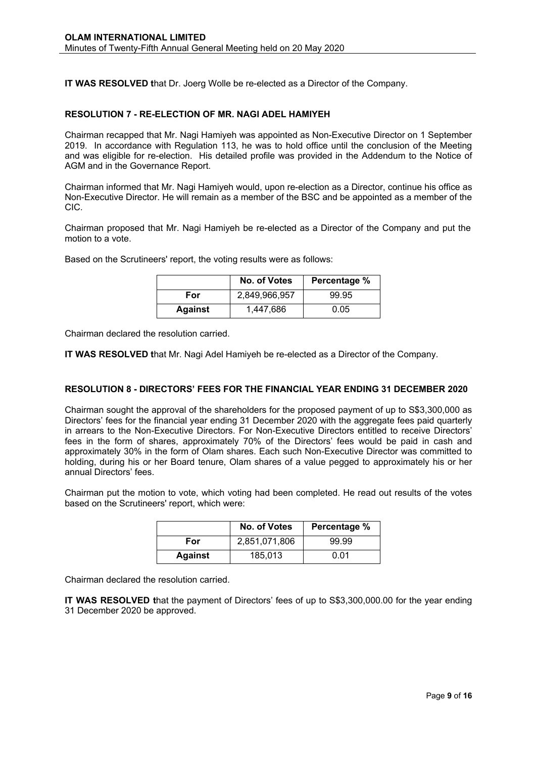**IT WAS RESOLVED t**hat Dr. Joerg Wolle be re-elected as a Director of the Company.

**RESOLUTION 7 - RE-ELECTION OF MR. NAGI ADEL HAMIYEH**

Chairman recapped that Mr. Nagi Hamiyeh was appointed as Non-Executive Director on 1 September 2019. In accordance with Regulation 113, he was to hold office until the conclusion of the Meeting and was eligible for re-election. His detailed profile was provided in the Addendum to the Notice of AGM and in the Governance Report.

Chairman informed that Mr. Nagi Hamiyeh would, upon re-election as a Director, continue his office as Non-Executive Director. He will remain as a member of the BSC and be appointed as a member of the CIC.

Chairman proposed that Mr. Nagi Hamiyeh be re-elected as a Director of the Company and put the motion to a vote.

Based on the Scrutineers' report, the voting results were as follows:

| | No. of Votes | Percentage % |
|---|---|---|
| **For** | 2,849,966,957 | 99.95 |
| **Against** | 1,447,686 | 0.05 |

Chairman declared the resolution carried.

**IT WAS RESOLVED t**hat Mr. Nagi Adel Hamiyeh be re-elected as a Director of the Company.

**RESOLUTION 8 - DIRECTORS' FEES FOR THE FINANCIAL YEAR ENDING 31 DECEMBER 2020**

Chairman sought the approval of the shareholders for the proposed payment of up to S$3,300,000 as Directors' fees for the financial year ending 31 December 2020 with the aggregate fees paid quarterly in arrears to the Non-Executive Directors. For Non-Executive Directors entitled to receive Directors' fees in the form of shares, approximately 70% of the Directors' fees would be paid in cash and approximately 30% in the form of Olam shares. Each such Non-Executive Director was committed to holding, during his or her Board tenure, Olam shares of a value pegged to approximately his or her annual Directors' fees.

Chairman put the motion to vote, which voting had been completed. He read out results of the votes based on the Scrutineers' report, which were:

| | No. of Votes | Percentage % |
|---|---|---|
| **For** | 2,851,071,806 | 99.99 |
| **Against** | 185,013 | 0.01 |

Chairman declared the resolution carried.

**IT WAS RESOLVED t**hat the payment of Directors' fees of up to S$3,300,000.00 for the year ending 31 December 2020 be approved.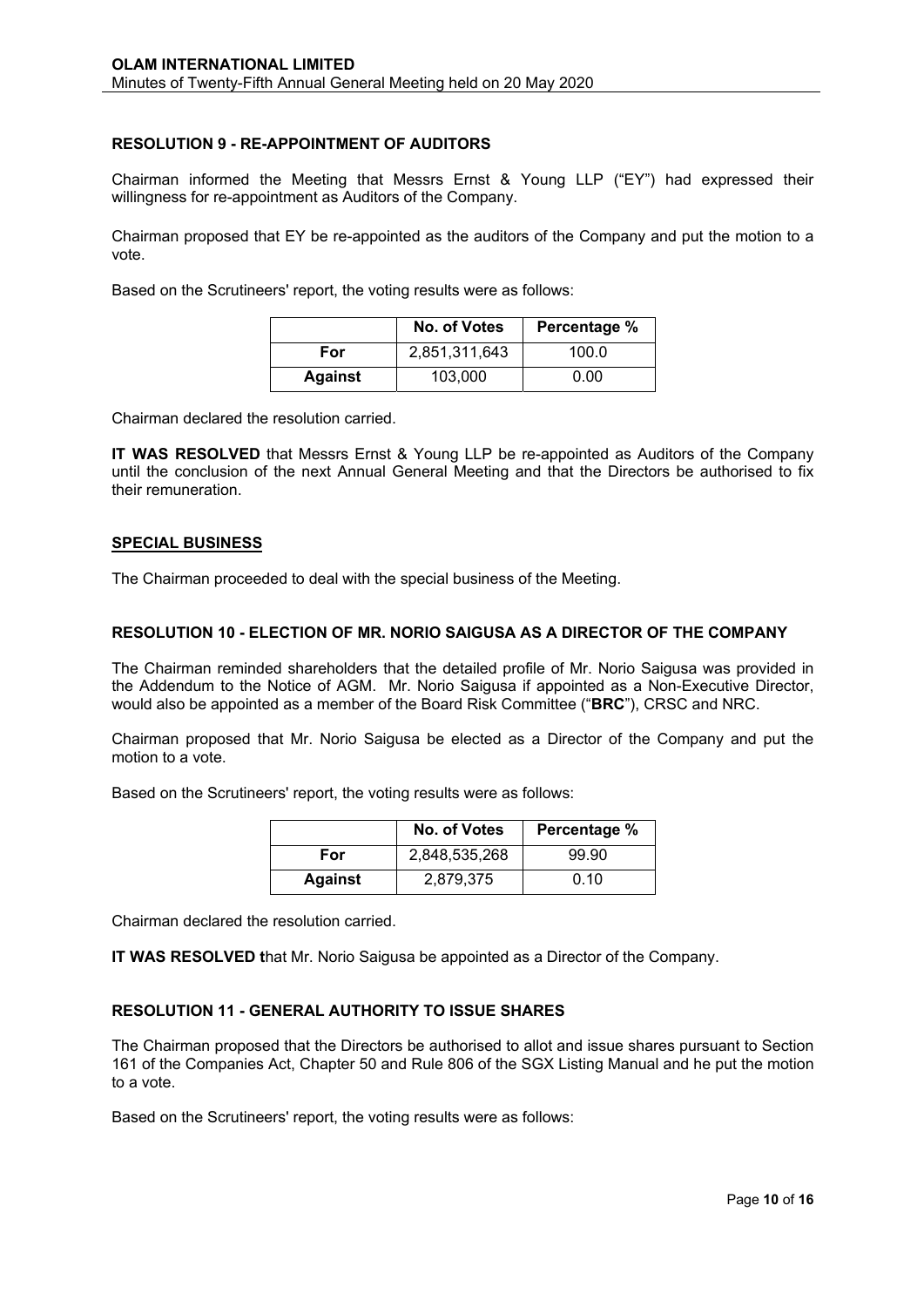### RESOLUTION 9 - RE-APPOINTMENT OF AUDITORS

Chairman informed the Meeting that Messrs Ernst & Young LLP ("EY") had expressed their willingness for re-appointment as Auditors of the Company.

Chairman proposed that EY be re-appointed as the auditors of the Company and put the motion to a vote.

Based on the Scrutineers' report, the voting results were as follows:

| | No. of Votes | Percentage % |
|---|---|---|
| **For** | 2,851,311,643 | 100.0 |
| **Against** | 103,000 | 0.00 |

Chairman declared the resolution carried.

**IT WAS RESOLVED** that Messrs Ernst & Young LLP be re-appointed as Auditors of the Company until the conclusion of the next Annual General Meeting and that the Directors be authorised to fix their remuneration.

## SPECIAL BUSINESS

The Chairman proceeded to deal with the special business of the Meeting.

### RESOLUTION 10 - ELECTION OF MR. NORIO SAIGUSA AS A DIRECTOR OF THE COMPANY

The Chairman reminded shareholders that the detailed profile of Mr. Norio Saigusa was provided in the Addendum to the Notice of AGM. Mr. Norio Saigusa if appointed as a Non-Executive Director, would also be appointed as a member of the Board Risk Committee ("**BRC**"), CRSC and NRC.

Chairman proposed that Mr. Norio Saigusa be elected as a Director of the Company and put the motion to a vote.

Based on the Scrutineers' report, the voting results were as follows:

| | No. of Votes | Percentage % |
|---|---|---|
| **For** | 2,848,535,268 | 99.90 |
| **Against** | 2,879,375 | 0.10 |

Chairman declared the resolution carried.

**IT WAS RESOLVED t**hat Mr. Norio Saigusa be appointed as a Director of the Company.

### RESOLUTION 11 - GENERAL AUTHORITY TO ISSUE SHARES

The Chairman proposed that the Directors be authorised to allot and issue shares pursuant to Section 161 of the Companies Act, Chapter 50 and Rule 806 of the SGX Listing Manual and he put the motion to a vote.

Based on the Scrutineers' report, the voting results were as follows: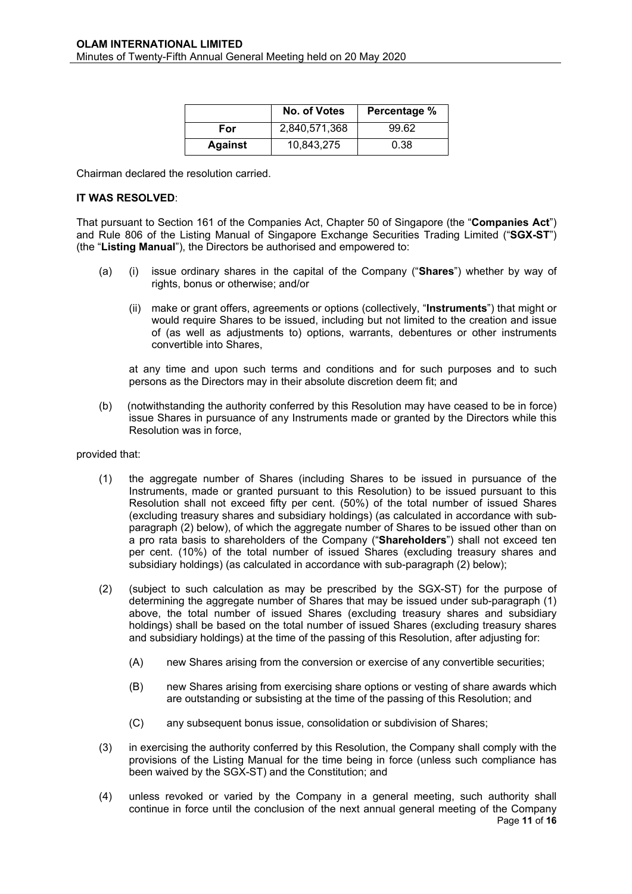| | No. of Votes | Percentage % |
|---|---|---|
| For | 2,840,571,368 | 99.62 |
| Against | 10,843,275 | 0.38 |

Chairman declared the resolution carried.

**IT WAS RESOLVED**:

That pursuant to Section 161 of the Companies Act, Chapter 50 of Singapore (the "**Companies Act**") and Rule 806 of the Listing Manual of Singapore Exchange Securities Trading Limited ("**SGX-ST**") (the "**Listing Manual**"), the Directors be authorised and empowered to:

(a) (i) issue ordinary shares in the capital of the Company ("**Shares**") whether by way of rights, bonus or otherwise; and/or

(ii) make or grant offers, agreements or options (collectively, "**Instruments**") that might or would require Shares to be issued, including but not limited to the creation and issue of (as well as adjustments to) options, warrants, debentures or other instruments convertible into Shares,

at any time and upon such terms and conditions and for such purposes and to such persons as the Directors may in their absolute discretion deem fit; and

(b) (notwithstanding the authority conferred by this Resolution may have ceased to be in force) issue Shares in pursuance of any Instruments made or granted by the Directors while this Resolution was in force,

provided that:

(1) the aggregate number of Shares (including Shares to be issued in pursuance of the Instruments, made or granted pursuant to this Resolution) to be issued pursuant to this Resolution shall not exceed fifty per cent. (50%) of the total number of issued Shares (excluding treasury shares and subsidiary holdings) (as calculated in accordance with sub-paragraph (2) below), of which the aggregate number of Shares to be issued other than on a pro rata basis to shareholders of the Company ("**Shareholders**") shall not exceed ten per cent. (10%) of the total number of issued Shares (excluding treasury shares and subsidiary holdings) (as calculated in accordance with sub-paragraph (2) below);

(2) (subject to such calculation as may be prescribed by the SGX-ST) for the purpose of determining the aggregate number of Shares that may be issued under sub-paragraph (1) above, the total number of issued Shares (excluding treasury shares and subsidiary holdings) shall be based on the total number of issued Shares (excluding treasury shares and subsidiary holdings) at the time of the passing of this Resolution, after adjusting for:

(A) new Shares arising from the conversion or exercise of any convertible securities;

(B) new Shares arising from exercising share options or vesting of share awards which are outstanding or subsisting at the time of the passing of this Resolution; and

(C) any subsequent bonus issue, consolidation or subdivision of Shares;

(3) in exercising the authority conferred by this Resolution, the Company shall comply with the provisions of the Listing Manual for the time being in force (unless such compliance has been waived by the SGX-ST) and the Constitution; and

(4) unless revoked or varied by the Company in a general meeting, such authority shall continue in force until the conclusion of the next annual general meeting of the Company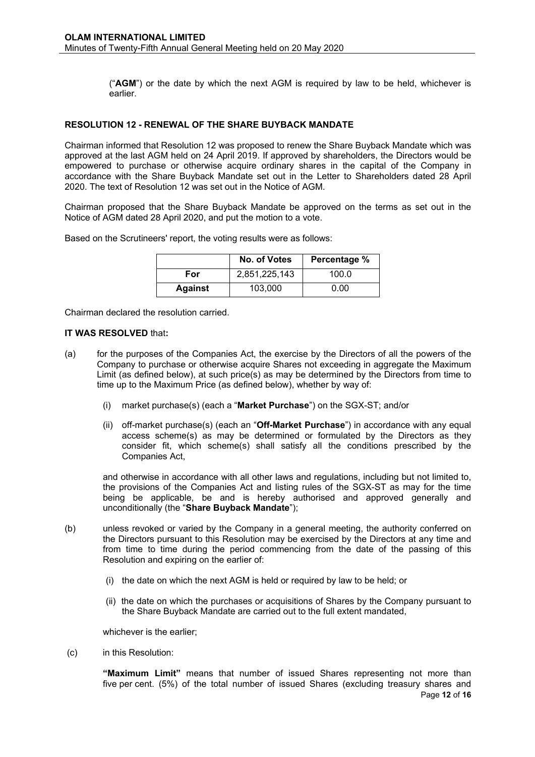("**AGM**") or the date by which the next AGM is required by law to be held, whichever is earlier.

**RESOLUTION 12 - RENEWAL OF THE SHARE BUYBACK MANDATE**

Chairman informed that Resolution 12 was proposed to renew the Share Buyback Mandate which was approved at the last AGM held on 24 April 2019. If approved by shareholders, the Directors would be empowered to purchase or otherwise acquire ordinary shares in the capital of the Company in accordance with the Share Buyback Mandate set out in the Letter to Shareholders dated 28 April 2020. The text of Resolution 12 was set out in the Notice of AGM.

Chairman proposed that the Share Buyback Mandate be approved on the terms as set out in the Notice of AGM dated 28 April 2020, and put the motion to a vote.

Based on the Scrutineers' report, the voting results were as follows:

| | No. of Votes | Percentage % |
|---|---|---|
| **For** | 2,851,225,143 | 100.0 |
| **Against** | 103,000 | 0.00 |

Chairman declared the resolution carried.

**IT WAS RESOLVED** that**:**

(a) for the purposes of the Companies Act, the exercise by the Directors of all the powers of the Company to purchase or otherwise acquire Shares not exceeding in aggregate the Maximum Limit (as defined below), at such price(s) as may be determined by the Directors from time to time up to the Maximum Price (as defined below), whether by way of:

   (i) market purchase(s) (each a "**Market Purchase**") on the SGX-ST; and/or

   (ii) off-market purchase(s) (each an "**Off-Market Purchase**") in accordance with any equal access scheme(s) as may be determined or formulated by the Directors as they consider fit, which scheme(s) shall satisfy all the conditions prescribed by the Companies Act,

   and otherwise in accordance with all other laws and regulations, including but not limited to, the provisions of the Companies Act and listing rules of the SGX-ST as may for the time being be applicable, be and is hereby authorised and approved generally and unconditionally (the "**Share Buyback Mandate**");

(b) unless revoked or varied by the Company in a general meeting, the authority conferred on the Directors pursuant to this Resolution may be exercised by the Directors at any time and from time to time during the period commencing from the date of the passing of this Resolution and expiring on the earlier of:

   (i) the date on which the next AGM is held or required by law to be held; or

   (ii) the date on which the purchases or acquisitions of Shares by the Company pursuant to the Share Buyback Mandate are carried out to the full extent mandated,

   whichever is the earlier;

(c) in this Resolution:

   **"Maximum Limit"** means that number of issued Shares representing not more than five per cent. (5%) of the total number of issued Shares (excluding treasury shares and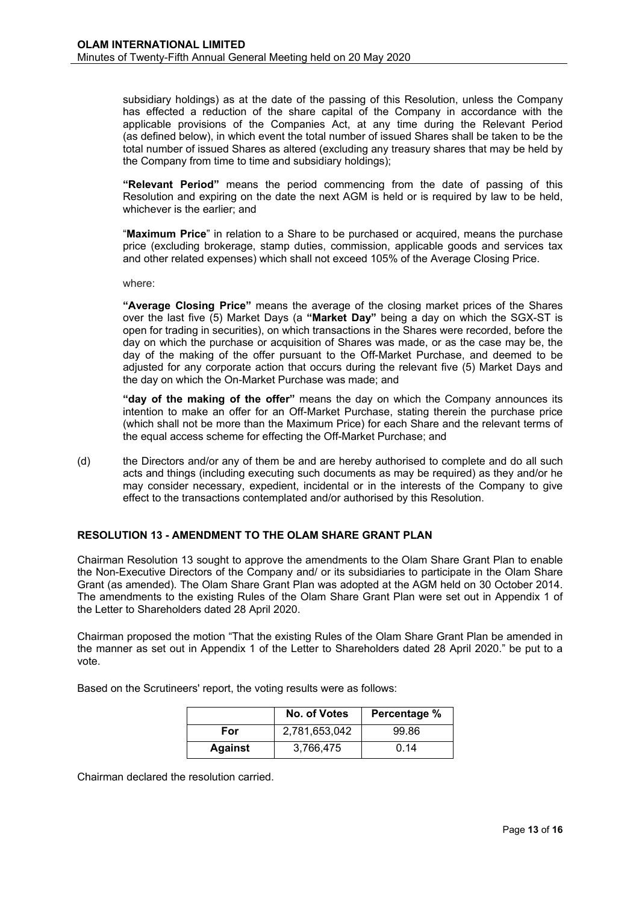subsidiary holdings) as at the date of the passing of this Resolution, unless the Company has effected a reduction of the share capital of the Company in accordance with the applicable provisions of the Companies Act, at any time during the Relevant Period (as defined below), in which event the total number of issued Shares shall be taken to be the total number of issued Shares as altered (excluding any treasury shares that may be held by the Company from time to time and subsidiary holdings);

**"Relevant Period"** means the period commencing from the date of passing of this Resolution and expiring on the date the next AGM is held or is required by law to be held, whichever is the earlier; and

"**Maximum Price**" in relation to a Share to be purchased or acquired, means the purchase price (excluding brokerage, stamp duties, commission, applicable goods and services tax and other related expenses) which shall not exceed 105% of the Average Closing Price.

where:

**"Average Closing Price"** means the average of the closing market prices of the Shares over the last five (5) Market Days (a **"Market Day"** being a day on which the SGX-ST is open for trading in securities), on which transactions in the Shares were recorded, before the day on which the purchase or acquisition of Shares was made, or as the case may be, the day of the making of the offer pursuant to the Off-Market Purchase, and deemed to be adjusted for any corporate action that occurs during the relevant five (5) Market Days and the day on which the On-Market Purchase was made; and

**"day of the making of the offer"** means the day on which the Company announces its intention to make an offer for an Off-Market Purchase, stating therein the purchase price (which shall not be more than the Maximum Price) for each Share and the relevant terms of the equal access scheme for effecting the Off-Market Purchase; and

(d) the Directors and/or any of them be and are hereby authorised to complete and do all such acts and things (including executing such documents as may be required) as they and/or he may consider necessary, expedient, incidental or in the interests of the Company to give effect to the transactions contemplated and/or authorised by this Resolution.

## RESOLUTION 13 - AMENDMENT TO THE OLAM SHARE GRANT PLAN

Chairman Resolution 13 sought to approve the amendments to the Olam Share Grant Plan to enable the Non-Executive Directors of the Company and/ or its subsidiaries to participate in the Olam Share Grant (as amended). The Olam Share Grant Plan was adopted at the AGM held on 30 October 2014. The amendments to the existing Rules of the Olam Share Grant Plan were set out in Appendix 1 of the Letter to Shareholders dated 28 April 2020.

Chairman proposed the motion "That the existing Rules of the Olam Share Grant Plan be amended in the manner as set out in Appendix 1 of the Letter to Shareholders dated 28 April 2020." be put to a vote.

Based on the Scrutineers' report, the voting results were as follows:

| | No. of Votes | Percentage % |
|---|---|---|
| **For** | 2,781,653,042 | 99.86 |
| **Against** | 3,766,475 | 0.14 |

Chairman declared the resolution carried.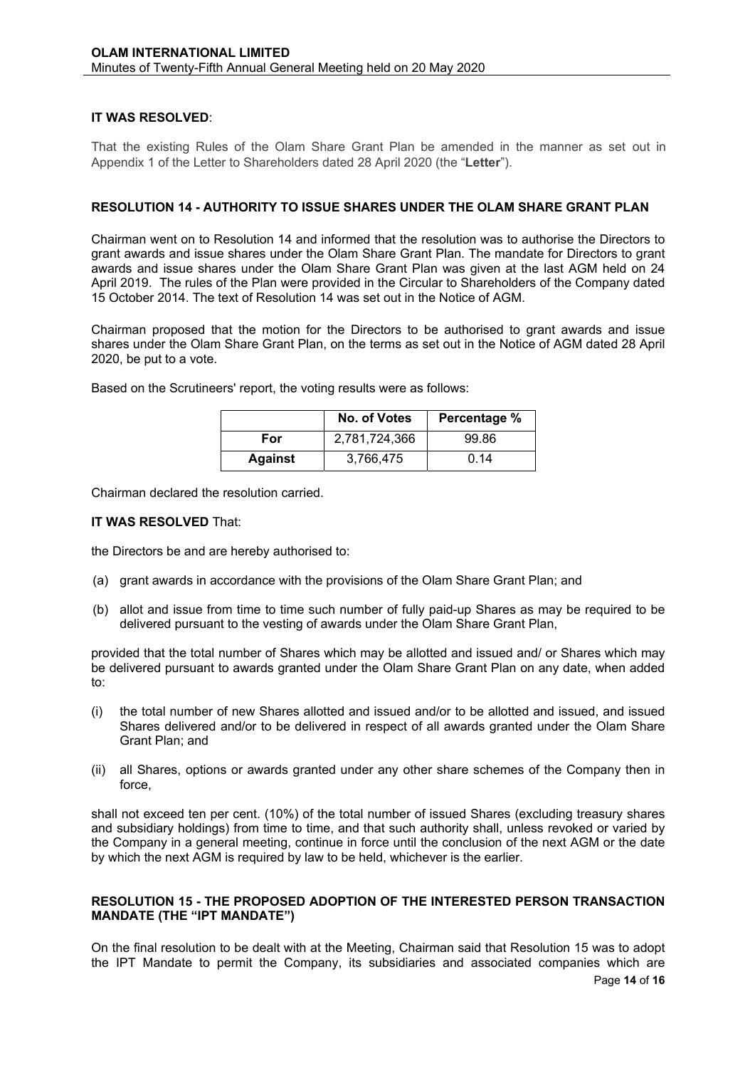**IT WAS RESOLVED**:

That the existing Rules of the Olam Share Grant Plan be amended in the manner as set out in Appendix 1 of the Letter to Shareholders dated 28 April 2020 (the "**Letter**").

**RESOLUTION 14 - AUTHORITY TO ISSUE SHARES UNDER THE OLAM SHARE GRANT PLAN**

Chairman went on to Resolution 14 and informed that the resolution was to authorise the Directors to grant awards and issue shares under the Olam Share Grant Plan. The mandate for Directors to grant awards and issue shares under the Olam Share Grant Plan was given at the last AGM held on 24 April 2019. The rules of the Plan were provided in the Circular to Shareholders of the Company dated 15 October 2014. The text of Resolution 14 was set out in the Notice of AGM.

Chairman proposed that the motion for the Directors to be authorised to grant awards and issue shares under the Olam Share Grant Plan, on the terms as set out in the Notice of AGM dated 28 April 2020, be put to a vote.

Based on the Scrutineers' report, the voting results were as follows:

| | No. of Votes | Percentage % |
|---|---|---|
| **For** | 2,781,724,366 | 99.86 |
| **Against** | 3,766,475 | 0.14 |

Chairman declared the resolution carried.

**IT WAS RESOLVED** That:

the Directors be and are hereby authorised to:

(a) grant awards in accordance with the provisions of the Olam Share Grant Plan; and

(b) allot and issue from time to time such number of fully paid-up Shares as may be required to be delivered pursuant to the vesting of awards under the Olam Share Grant Plan,

provided that the total number of Shares which may be allotted and issued and/ or Shares which may be delivered pursuant to awards granted under the Olam Share Grant Plan on any date, when added to:

(i) the total number of new Shares allotted and issued and/or to be allotted and issued, and issued Shares delivered and/or to be delivered in respect of all awards granted under the Olam Share Grant Plan; and

(ii) all Shares, options or awards granted under any other share schemes of the Company then in force,

shall not exceed ten per cent. (10%) of the total number of issued Shares (excluding treasury shares and subsidiary holdings) from time to time, and that such authority shall, unless revoked or varied by the Company in a general meeting, continue in force until the conclusion of the next AGM or the date by which the next AGM is required by law to be held, whichever is the earlier.

**RESOLUTION 15 - THE PROPOSED ADOPTION OF THE INTERESTED PERSON TRANSACTION MANDATE (THE "IPT MANDATE")**

On the final resolution to be dealt with at the Meeting, Chairman said that Resolution 15 was to adopt the IPT Mandate to permit the Company, its subsidiaries and associated companies which are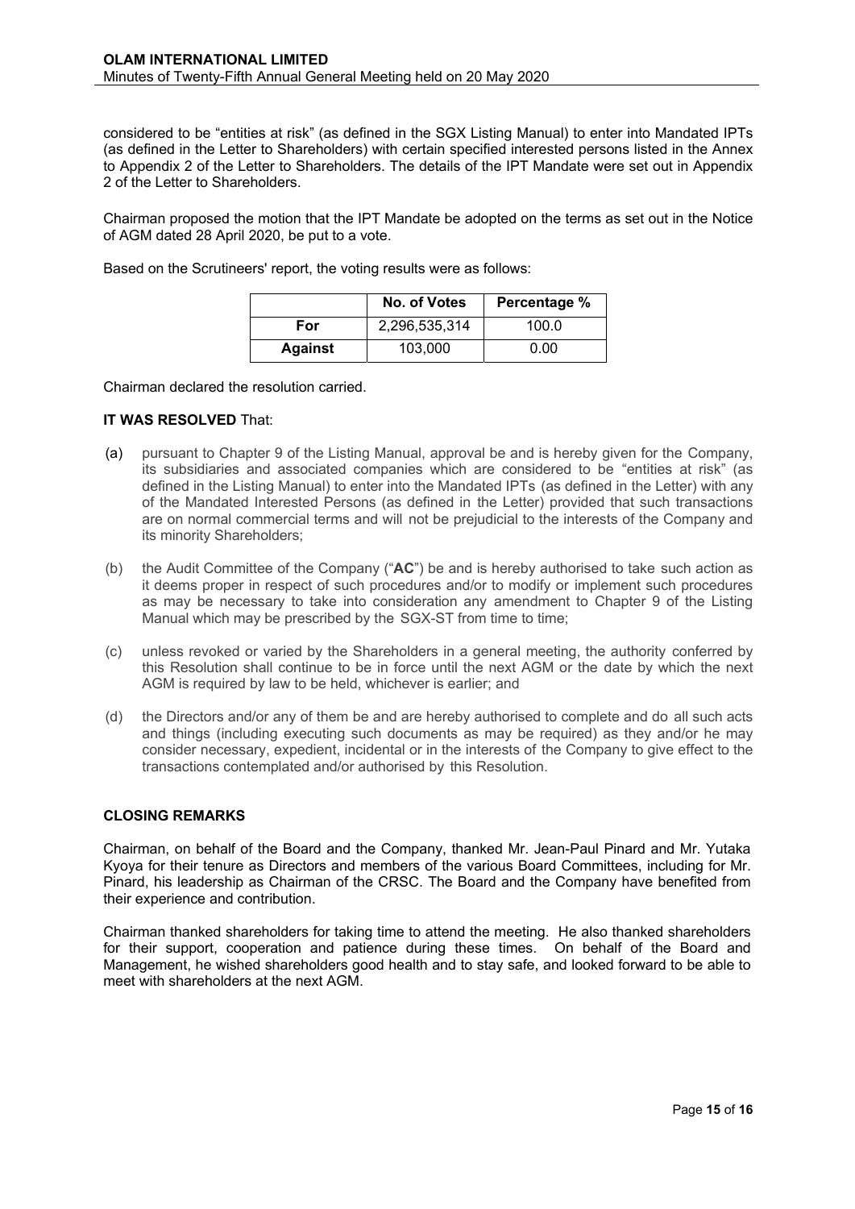considered to be "entities at risk" (as defined in the SGX Listing Manual) to enter into Mandated IPTs (as defined in the Letter to Shareholders) with certain specified interested persons listed in the Annex to Appendix 2 of the Letter to Shareholders. The details of the IPT Mandate were set out in Appendix 2 of the Letter to Shareholders.

Chairman proposed the motion that the IPT Mandate be adopted on the terms as set out in the Notice of AGM dated 28 April 2020, be put to a vote.

Based on the Scrutineers' report, the voting results were as follows:

| | No. of Votes | Percentage % |
|---|---|---|
| **For** | 2,296,535,314 | 100.0 |
| **Against** | 103,000 | 0.00 |

Chairman declared the resolution carried.

**IT WAS RESOLVED** That:

(a) pursuant to Chapter 9 of the Listing Manual, approval be and is hereby given for the Company, its subsidiaries and associated companies which are considered to be "entities at risk" (as defined in the Listing Manual) to enter into the Mandated IPTs (as defined in the Letter) with any of the Mandated Interested Persons (as defined in the Letter) provided that such transactions are on normal commercial terms and will not be prejudicial to the interests of the Company and its minority Shareholders;

(b) the Audit Committee of the Company ("**AC**") be and is hereby authorised to take such action as it deems proper in respect of such procedures and/or to modify or implement such procedures as may be necessary to take into consideration any amendment to Chapter 9 of the Listing Manual which may be prescribed by the SGX-ST from time to time;

(c) unless revoked or varied by the Shareholders in a general meeting, the authority conferred by this Resolution shall continue to be in force until the next AGM or the date by which the next AGM is required by law to be held, whichever is earlier; and

(d) the Directors and/or any of them be and are hereby authorised to complete and do all such acts and things (including executing such documents as may be required) as they and/or he may consider necessary, expedient, incidental or in the interests of the Company to give effect to the transactions contemplated and/or authorised by this Resolution.

**CLOSING REMARKS**

Chairman, on behalf of the Board and the Company, thanked Mr. Jean-Paul Pinard and Mr. Yutaka Kyoya for their tenure as Directors and members of the various Board Committees, including for Mr. Pinard, his leadership as Chairman of the CRSC. The Board and the Company have benefited from their experience and contribution.

Chairman thanked shareholders for taking time to attend the meeting. He also thanked shareholders for their support, cooperation and patience during these times. On behalf of the Board and Management, he wished shareholders good health and to stay safe, and looked forward to be able to meet with shareholders at the next AGM.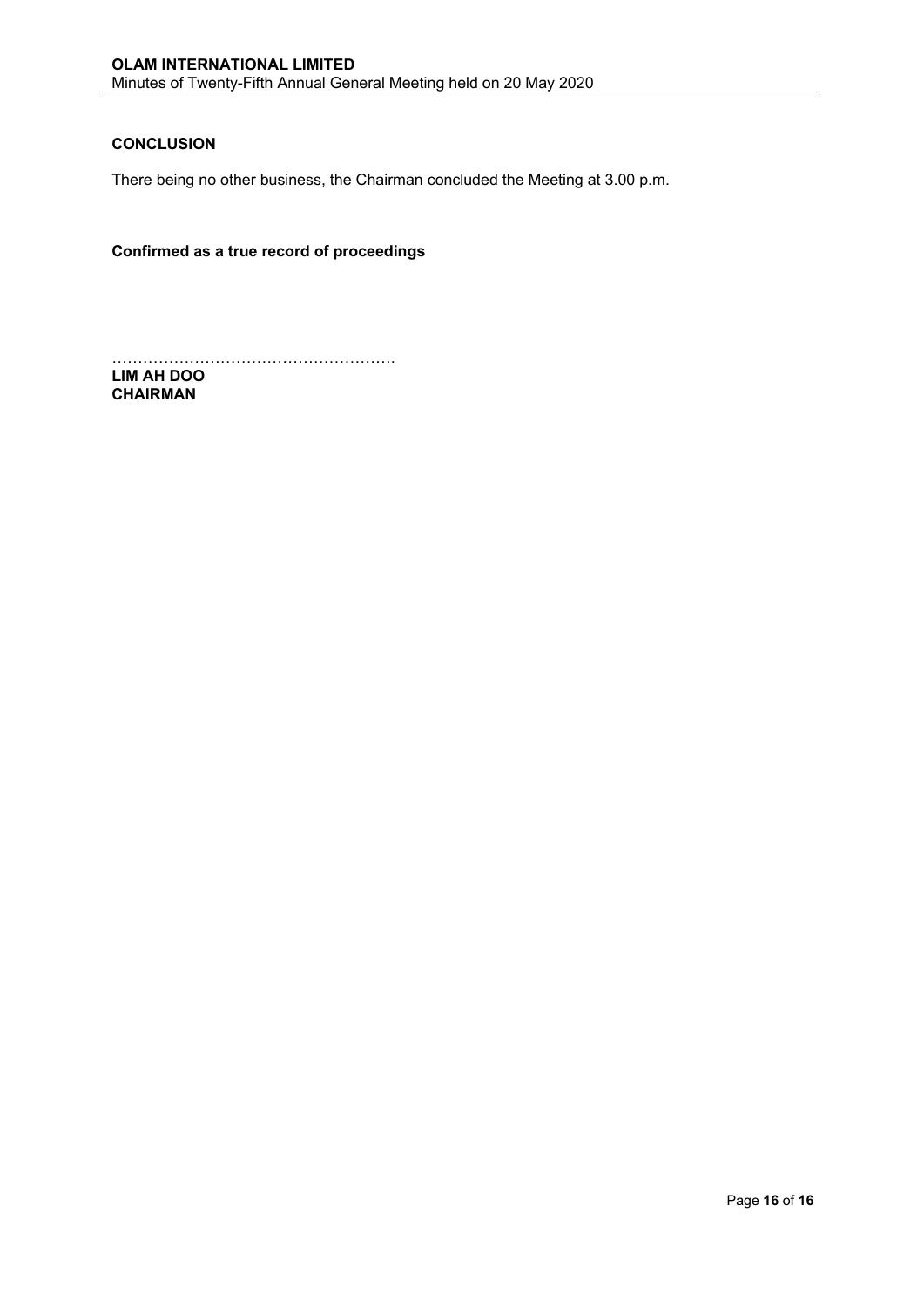**CONCLUSION**

There being no other business, the Chairman concluded the Meeting at 3.00 p.m.

**Confirmed as a true record of proceedings**

……………………………………………….
**LIM AH DOO**
**CHAIRMAN**